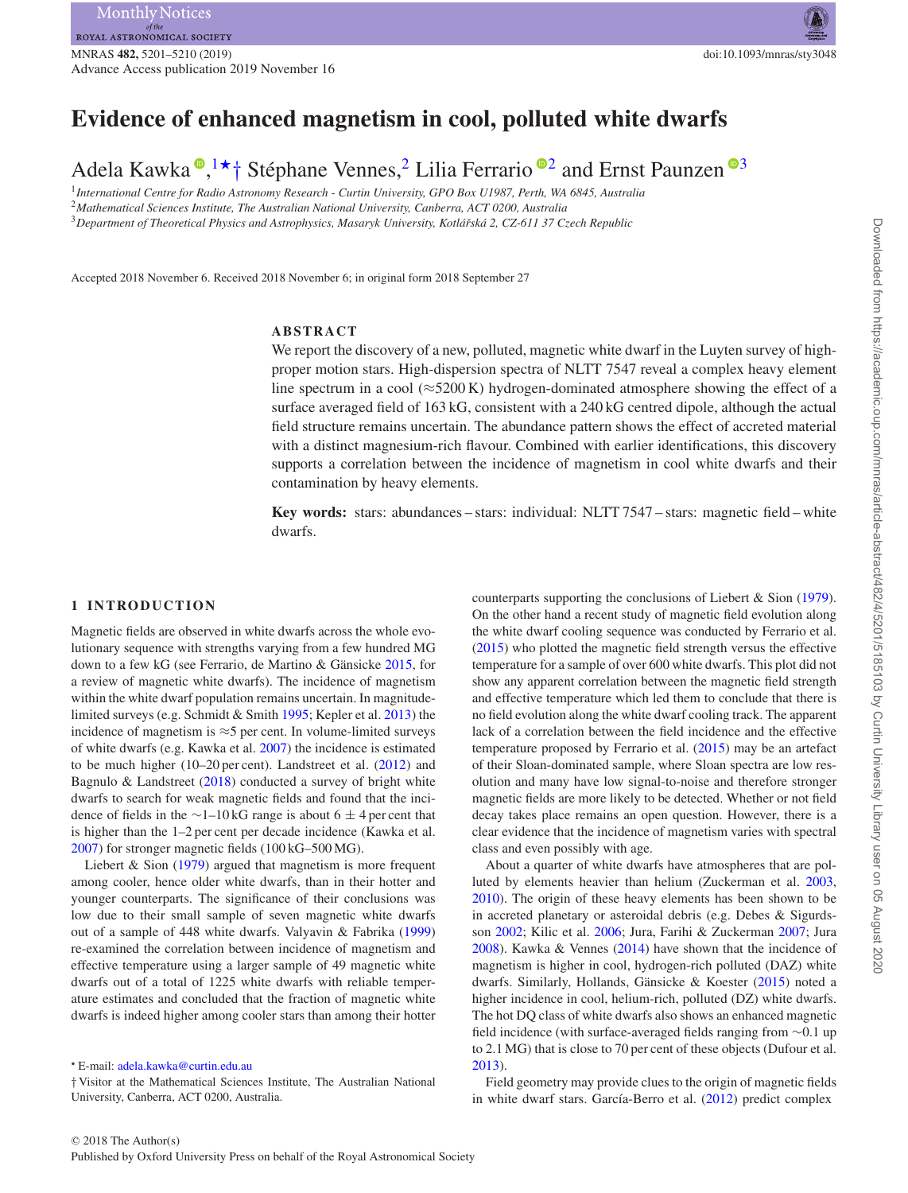# Evidence of enhanced magnetism in cool, polluted white dwarfs

Adela Kawka[1]★† Stéphane Vennes,[2] Lilia Ferrario[2] and Ernst Paunzen[3]

[1] International Centre for Radio Astronomy Research - Curtin University, GPO Box U1987, Perth, WA 6845, Australia
[2] Mathematical Sciences Institute, The Australian National University, Canberra, ACT 0200, Australia
[3] Department of Theoretical Physics and Astrophysics, Masaryk University, Kotlářská 2, CZ-611 37 Czech Republic

Accepted 2018 November 6. Received 2018 November 6; in original form 2018 September 27

## ABSTRACT

We report the discovery of a new, polluted, magnetic white dwarf in the Luyten survey of high-proper motion stars. High-dispersion spectra of NLTT 7547 reveal a complex heavy element line spectrum in a cool (≈5200 K) hydrogen-dominated atmosphere showing the effect of a surface averaged field of 163 kG, consistent with a 240 kG centred dipole, although the actual field structure remains uncertain. The abundance pattern shows the effect of accreted material with a distinct magnesium-rich flavour. Combined with earlier identifications, this discovery supports a correlation between the incidence of magnetism in cool white dwarfs and their contamination by heavy elements.

**Key words:** stars: abundances – stars: individual: NLTT 7547 – stars: magnetic field – white dwarfs.

## 1 INTRODUCTION

Magnetic fields are observed in white dwarfs across the whole evolutionary sequence with strengths varying from a few hundred MG down to a few kG (see Ferrario, de Martino & Gänsicke 2015, for a review of magnetic white dwarfs). The incidence of magnetism within the white dwarf population remains uncertain. In magnitude-limited surveys (e.g. Schmidt & Smith 1995; Kepler et al. 2013) the incidence of magnetism is ≈5 per cent. In volume-limited surveys of white dwarfs (e.g. Kawka et al. 2007) the incidence is estimated to be much higher (10–20 per cent). Landstreet et al. (2012) and Bagnulo & Landstreet (2018) conducted a survey of bright white dwarfs to search for weak magnetic fields and found that the incidence of fields in the ∼1–10 kG range is about 6 ± 4 per cent that is higher than the 1–2 per cent per decade incidence (Kawka et al. 2007) for stronger magnetic fields (100 kG–500 MG).

Liebert & Sion (1979) argued that magnetism is more frequent among cooler, hence older white dwarfs, than in their hotter and younger counterparts. The significance of their conclusions was low due to their small sample of seven magnetic white dwarfs out of a sample of 448 white dwarfs. Valyavin & Fabrika (1999) re-examined the correlation between incidence of magnetism and effective temperature using a larger sample of 49 magnetic white dwarfs out of a total of 1225 white dwarfs with reliable temperature estimates and concluded that the fraction of magnetic white dwarfs is indeed higher among cooler stars than among their hotter counterparts supporting the conclusions of Liebert & Sion (1979). On the other hand a recent study of magnetic field evolution along the white dwarf cooling sequence was conducted by Ferrario et al. (2015) who plotted the magnetic field strength versus the effective temperature for a sample of over 600 white dwarfs. This plot did not show any apparent correlation between the magnetic field strength and effective temperature which led them to conclude that there is no field evolution along the white dwarf cooling track. The apparent lack of a correlation between the field incidence and the effective temperature proposed by Ferrario et al. (2015) may be an artefact of their Sloan-dominated sample, where Sloan spectra are low resolution and many have low signal-to-noise and therefore stronger magnetic fields are more likely to be detected. Whether or not field decay takes place remains an open question. However, there is a clear evidence that the incidence of magnetism varies with spectral class and even possibly with age.

About a quarter of white dwarfs have atmospheres that are polluted by elements heavier than helium (Zuckerman et al. 2003, 2010). The origin of these heavy elements has been shown to be in accreted planetary or asteroidal debris (e.g. Debes & Sigurdsson 2002; Kilic et al. 2006; Jura, Farihi & Zuckerman 2007; Jura 2008). Kawka & Vennes (2014) have shown that the incidence of magnetism is higher in cool, hydrogen-rich polluted (DAZ) white dwarfs. Similarly, Hollands, Gänsicke & Koester (2015) noted a higher incidence in cool, helium-rich, polluted (DZ) white dwarfs. The hot DQ class of white dwarfs also shows an enhanced magnetic field incidence (with surface-averaged fields ranging from ∼0.1 up to 2.1 MG) that is close to 70 per cent of these objects (Dufour et al. 2013).

Field geometry may provide clues to the origin of magnetic fields in white dwarf stars. García-Berro et al. (2012) predict complex

★ E-mail: adela.kawka@curtin.edu.au
† Visitor at the Mathematical Sciences Institute, The Australian National University, Canberra, ACT 0200, Australia.

© 2018 The Author(s)
Published by Oxford University Press on behalf of the Royal Astronomical Society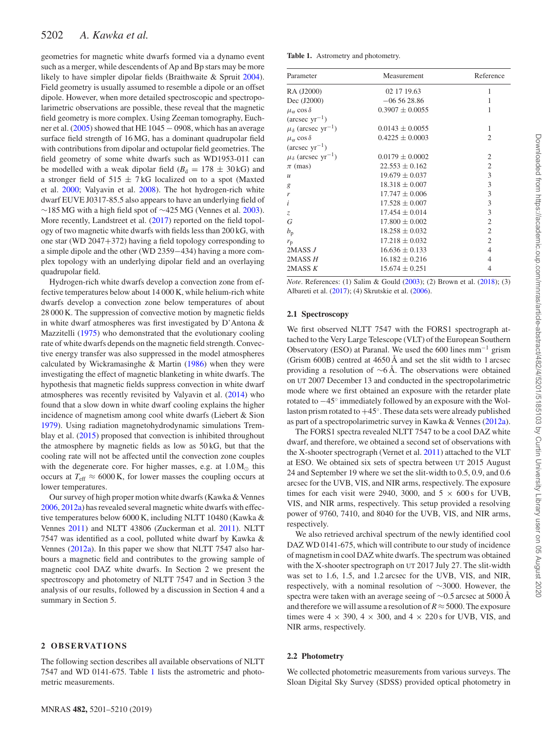geometries for magnetic white dwarfs formed via a dynamo event such as a merger, while descendents of Ap and Bp stars may be more likely to have simpler dipolar fields (Braithwaite & Spruit 2004). Field geometry is usually assumed to resemble a dipole or an offset dipole. However, when more detailed spectroscopic and spectropolarimetric observations are possible, these reveal that the magnetic field geometry is more complex. Using Zeeman tomography, Euchner et al. (2005) showed that HE 1045 − 0908, which has an average surface field strength of 16 MG, has a dominant quadrupolar field with contributions from dipolar and octupolar field geometries. The field geometry of some white dwarfs such as WD1953-011 can be modelled with a weak dipolar field ($B_d$ = 178 ± 30 kG) and a stronger field of 515 ± 7 kG localized on to a spot (Maxted et al. 2000; Valyavin et al. 2008). The hot hydrogen-rich white dwarf EUVE J0317-85.5 also appears to have an underlying field of ∼185 MG with a high field spot of ∼425 MG (Vennes et al. 2003). More recently, Landstreet et al. (2017) reported on the field topology of two magnetic white dwarfs with fields less than 200 kG, with one star (WD 2047+372) having a field topology corresponding to a simple dipole and the other (WD 2359−434) having a more complex topology with an underlying dipolar field and an overlaying quadrupolar field.

Hydrogen-rich white dwarfs develop a convection zone from effective temperatures below about 14 000 K, while helium-rich white dwarfs develop a convection zone below temperatures of about 28 000 K. The suppression of convective motion by magnetic fields in white dwarf atmospheres was first investigated by D'Antona & Mazzitelli (1975) who demonstrated that the evolutionary cooling rate of white dwarfs depends on the magnetic field strength. Convective energy transfer was also suppressed in the model atmospheres calculated by Wickramasinghe & Martin (1986) when they were investigating the effect of magnetic blanketing in white dwarfs. The hypothesis that magnetic fields suppress convection in white dwarf atmospheres was recently revisited by Valyavin et al. (2014) who found that a slow down in white dwarf cooling explains the higher incidence of magnetism among cool white dwarfs (Liebert & Sion 1979). Using radiation magnetohydrodynamic simulations Tremblay et al. (2015) proposed that convection is inhibited throughout the atmosphere by magnetic fields as low as 50 kG, but that the cooling rate will not be affected until the convection zone couples with the degenerate core. For higher masses, e.g. at 1.0 M$_\odot$ this occurs at $T_{\rm eff}$ ≈ 6000 K, for lower masses the coupling occurs at lower temperatures.

Our survey of high proper motion white dwarfs (Kawka & Vennes 2006, 2012a) has revealed several magnetic white dwarfs with effective temperatures below 6000 K, including NLTT 10480 (Kawka & Vennes 2011) and NLTT 43806 (Zuckerman et al. 2011). NLTT 7547 was identified as a cool, polluted white dwarf by Kawka & Vennes (2012a). In this paper we show that NLTT 7547 also harbours a magnetic field and contributes to the growing sample of magnetic cool DAZ white dwarfs. In Section 2 we present the spectroscopy and photometry of NLTT 7547 and in Section 3 the analysis of our results, followed by a discussion in Section 4 and a summary in Section 5.

## 2 OBSERVATIONS

The following section describes all available observations of NLTT 7547 and WD 0141-675. Table 1 lists the astrometric and photometric measurements.

**Table 1.** Astrometry and photometry.

| Parameter | Measurement | Reference |
|---|---|---|
| RA (J2000) | 02 17 19.63 | 1 |
| Dec (J2000) | −06 56 28.86 | 1 |
| $\mu_\alpha \cos\delta$ (arcsec yr$^{-1}$) | 0.3907 ± 0.0055 | 1 |
| $\mu_\delta$ (arcsec yr$^{-1}$) | 0.0143 ± 0.0055 | 1 |
| $\mu_\alpha \cos\delta$ (arcsec yr$^{-1}$) | 0.4225 ± 0.0003 | 2 |
| $\mu_\delta$ (arcsec yr$^{-1}$) | 0.0179 ± 0.0002 | 2 |
| $\pi$ (mas) | 22.553 ± 0.162 | 2 |
| $u$ | 19.679 ± 0.037 | 3 |
| $g$ | 18.318 ± 0.007 | 3 |
| $r$ | 17.747 ± 0.006 | 3 |
| $i$ | 17.528 ± 0.007 | 3 |
| $z$ | 17.454 ± 0.014 | 3 |
| $G$ | 17.800 ± 0.002 | 2 |
| $b_{\rm p}$ | 18.258 ± 0.032 | 2 |
| $r_{\rm p}$ | 17.218 ± 0.032 | 2 |
| 2MASS $J$ | 16.636 ± 0.133 | 4 |
| 2MASS $H$ | 16.182 ± 0.216 | 4 |
| 2MASS $K$ | 15.674 ± 0.251 | 4 |

*Note*. References: (1) Salim & Gould (2003); (2) Brown et al. (2018); (3) Albareti et al. (2017); (4) Skrutskie et al. (2006).

### 2.1 Spectroscopy

We first observed NLTT 7547 with the FORS1 spectrograph attached to the Very Large Telescope (VLT) of the European Southern Observatory (ESO) at Paranal. We used the 600 lines mm$^{-1}$ grism (Grism 600B) centred at 4650 Å and set the slit width to 1 arcsec providing a resolution of ∼6 Å. The observations were obtained on UT 2007 December 13 and conducted in the spectropolarimetric mode where we first obtained an exposure with the retarder plate rotated to −45° immediately followed by an exposure with the Wollaston prism rotated to +45°. These data sets were already published as part of a spectropolarimetric survey in Kawka & Vennes (2012a).

The FORS1 spectra revealed NLTT 7547 to be a cool DAZ white dwarf, and therefore, we obtained a second set of observations with the X-shooter spectrograph (Vernet et al. 2011) attached to the VLT at ESO. We obtained six sets of spectra between UT 2015 August 24 and September 19 where we set the slit-width to 0.5, 0.9, and 0.6 arcsec for the UVB, VIS, and NIR arms, respectively. The exposure times for each visit were 2940, 3000, and 5 × 600 s for UVB, VIS, and NIR arms, respectively. This setup provided a resolving power of 9760, 7410, and 8040 for the UVB, VIS, and NIR arms, respectively.

We also retrieved archival spectrum of the newly identified cool DAZ WD 0141-675, which will contribute to our study of incidence of magnetism in cool DAZ white dwarfs. The spectrum was obtained with the X-shooter spectrograph on UT 2017 July 27. The slit-width was set to 1.6, 1.5, and 1.2 arcsec for the UVB, VIS, and NIR, respectively, with a nominal resolution of ∼3000. However, the spectra were taken with an average seeing of ∼0.5 arcsec at 5000 Å and therefore we will assume a resolution of $R$ ≈ 5000. The exposure times were 4 × 390, 4 × 300, and 4 × 220 s for UVB, VIS, and NIR arms, respectively.

### 2.2 Photometry

We collected photometric measurements from various surveys. The Sloan Digital Sky Survey (SDSS) provided optical photometry in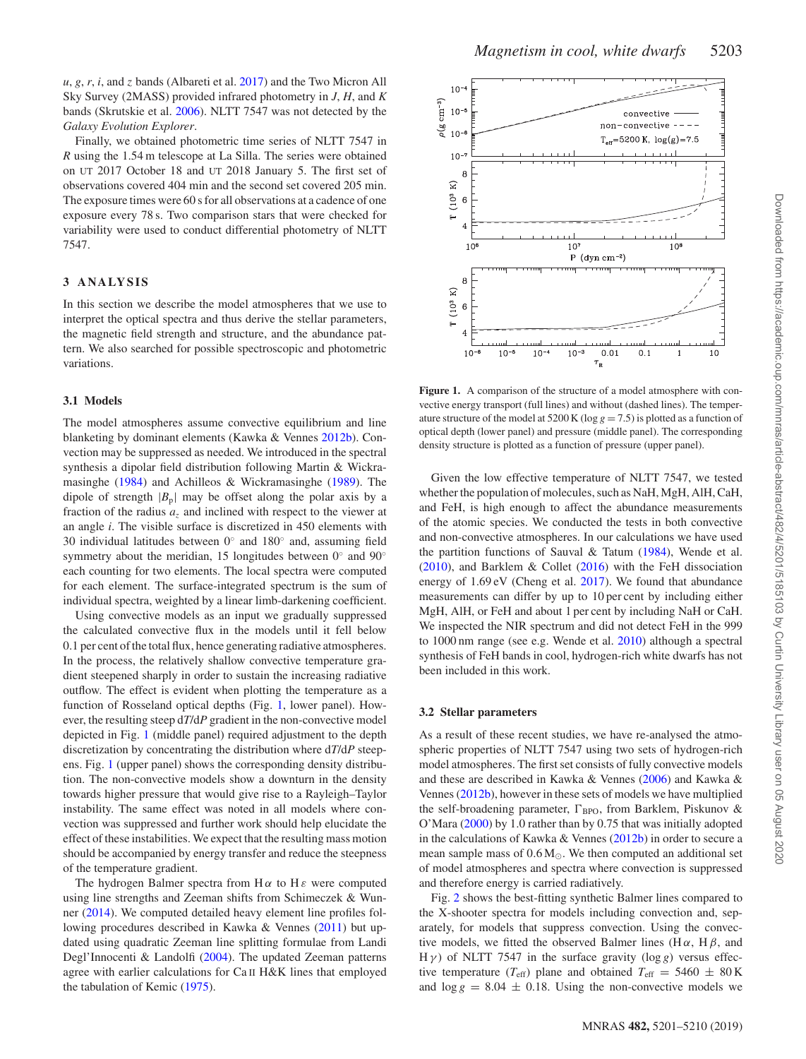*u*, *g*, *r*, *i*, and *z* bands (Albareti et al. 2017) and the Two Micron All Sky Survey (2MASS) provided infrared photometry in *J*, *H*, and *K* bands (Skrutskie et al. 2006). NLTT 7547 was not detected by the *Galaxy Evolution Explorer*.

Finally, we obtained photometric time series of NLTT 7547 in *R* using the 1.54 m telescope at La Silla. The series were obtained on UT 2017 October 18 and UT 2018 January 5. The first set of observations covered 404 min and the second set covered 205 min. The exposure times were 60 s for all observations at a cadence of one exposure every 78 s. Two comparison stars that were checked for variability were used to conduct differential photometry of NLTT 7547.

## 3 ANALYSIS

In this section we describe the model atmospheres that we use to interpret the optical spectra and thus derive the stellar parameters, the magnetic field strength and structure, and the abundance pattern. We also searched for possible spectroscopic and photometric variations.

### 3.1 Models

The model atmospheres assume convective equilibrium and line blanketing by dominant elements (Kawka & Vennes 2012b). Convection may be suppressed as needed. We introduced in the spectral synthesis a dipolar field distribution following Martin & Wickramasinghe (1984) and Achilleos & Wickramasinghe (1989). The dipole of strength $|B_p|$ may be offset along the polar axis by a fraction of the radius $a_z$ and inclined with respect to the viewer at an angle *i*. The visible surface is discretized in 450 elements with 30 individual latitudes between 0° and 180° and, assuming field symmetry about the meridian, 15 longitudes between 0° and 90° each counting for two elements. The local spectra were computed for each element. The surface-integrated spectrum is the sum of individual spectra, weighted by a linear limb-darkening coefficient.

Using convective models as an input we gradually suppressed the calculated convective flux in the models until it fell below 0.1 per cent of the total flux, hence generating radiative atmospheres. In the process, the relatively shallow convective temperature gradient steepened sharply in order to sustain the increasing radiative outflow. The effect is evident when plotting the temperature as a function of Rosseland optical depths (Fig. 1, lower panel). However, the resulting steep $dT/dP$ gradient in the non-convective model depicted in Fig. 1 (middle panel) required adjustment to the depth discretization by concentrating the distribution where $dT/dP$ steepens. Fig. 1 (upper panel) shows the corresponding density distribution. The non-convective models show a downturn in the density towards higher pressure that would give rise to a Rayleigh–Taylor instability. The same effect was noted in all models where convection was suppressed and further work should help elucidate the effect of these instabilities. We expect that the resulting mass motion should be accompanied by energy transfer and reduce the steepness of the temperature gradient.

The hydrogen Balmer spectra from H$\alpha$ to H$\varepsilon$ were computed using line strengths and Zeeman shifts from Schimeczek & Wunner (2014). We computed detailed heavy element line profiles following procedures described in Kawka & Vennes (2011) but updated using quadratic Zeeman line splitting formulae from Landi Degl'Innocenti & Landolfi (2004). The updated Zeeman patterns agree with earlier calculations for Ca II H&K lines that employed the tabulation of Kemic (1975).

**Figure 1.** A comparison of the structure of a model atmosphere with convective energy transport (full lines) and without (dashed lines). The temperature structure of the model at 5200 K ($\log g = 7.5$) is plotted as a function of optical depth (lower panel) and pressure (middle panel). The corresponding density structure is plotted as a function of pressure (upper panel).

Given the low effective temperature of NLTT 7547, we tested whether the population of molecules, such as NaH, MgH, AlH, CaH, and FeH, is high enough to affect the abundance measurements of the atomic species. We conducted the tests in both convective and non-convective atmospheres. In our calculations we have used the partition functions of Sauval & Tatum (1984), Wende et al. (2010), and Barklem & Collet (2016) with the FeH dissociation energy of 1.69 eV (Cheng et al. 2017). We found that abundance measurements can differ by up to 10 per cent by including either MgH, AlH, or FeH and about 1 per cent by including NaH or CaH. We inspected the NIR spectrum and did not detect FeH in the 999 to 1000 nm range (see e.g. Wende et al. 2010) although a spectral synthesis of FeH bands in cool, hydrogen-rich white dwarfs has not been included in this work.

### 3.2 Stellar parameters

As a result of these recent studies, we have re-analysed the atmospheric properties of NLTT 7547 using two sets of hydrogen-rich model atmospheres. The first set consists of fully convective models and these are described in Kawka & Vennes (2006) and Kawka & Vennes (2012b), however in these sets of models we have multiplied the self-broadening parameter, $\Gamma_{BPO}$, from Barklem, Piskunov & O'Mara (2000) by 1.0 rather than by 0.75 that was initially adopted in the calculations of Kawka & Vennes (2012b) in order to secure a mean sample mass of 0.6 $M_\odot$. We then computed an additional set of model atmospheres and spectra where convection is suppressed and therefore energy is carried radiatively.

Fig. 2 shows the best-fitting synthetic Balmer lines compared to the X-shooter spectra for models including convection and, separately, for models that suppress convection. Using the convective models, we fitted the observed Balmer lines (H$\alpha$, H$\beta$, and H$\gamma$) of NLTT 7547 in the surface gravity ($\log g$) versus effective temperature ($T_{\rm eff}$) plane and obtained $T_{\rm eff} = 5460 \pm 80$ K and $\log g = 8.04 \pm 0.18$. Using the non-convective models we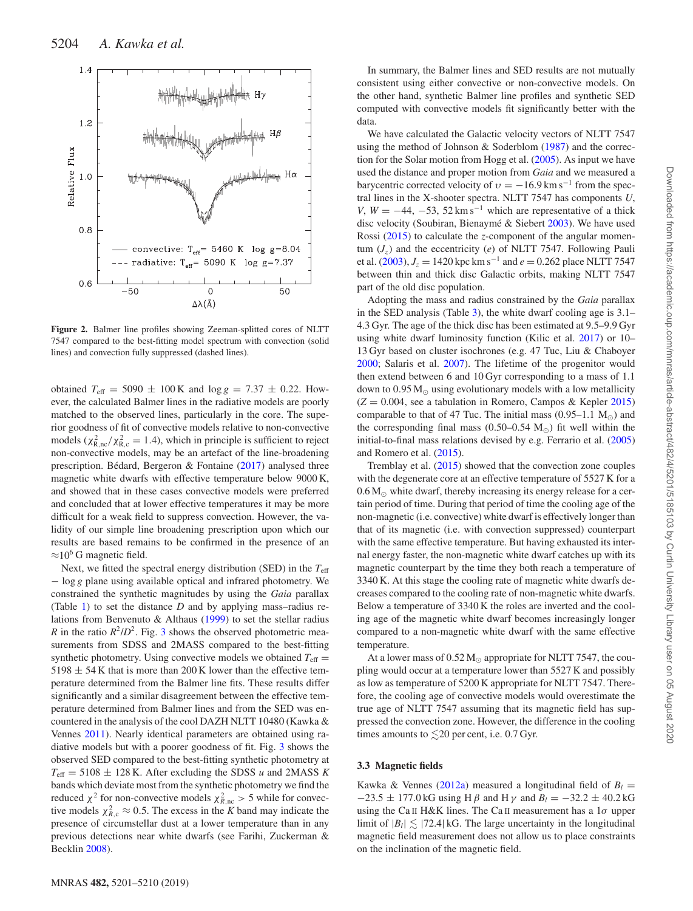**Figure 2.** Balmer line profiles showing Zeeman-splitted cores of NLTT 7547 compared to the best-fitting model spectrum with convection (solid lines) and convection fully suppressed (dashed lines).

obtained $T_{\rm eff}$ = 5090 ± 100 K and $\log g$ = 7.37 ± 0.22. However, the calculated Balmer lines in the radiative models are poorly matched to the observed lines, particularly in the core. The superior goodness of fit of convective models relative to non-convective models ($\chi^2_{\rm R,nc}/\chi^2_{\rm R,c} = 1.4$), which in principle is sufficient to reject non-convective models, may be an artefact of the line-broadening prescription. Bédard, Bergeron & Fontaine (2017) analysed three magnetic white dwarfs with effective temperature below 9000 K, and showed that in these cases convective models were preferred and concluded that at lower effective temperatures it may be more difficult for a weak field to suppress convection. However, the validity of our simple line broadening prescription upon which our results are based remains to be confirmed in the presence of an $\approx 10^6$ G magnetic field.

Next, we fitted the spectral energy distribution (SED) in the $T_{\rm eff}$ − $\log g$ plane using available optical and infrared photometry. We constrained the synthetic magnitudes by using the *Gaia* parallax (Table 1) to set the distance $D$ and by applying mass–radius relations from Benvenuto & Althaus (1999) to set the stellar radius $R$ in the ratio $R^2/D^2$. Fig. 3 shows the observed photometric measurements from SDSS and 2MASS compared to the best-fitting synthetic photometry. Using convective models we obtained $T_{\rm eff}$ = 5198 ± 54 K that is more than 200 K lower than the effective temperature determined from the Balmer line fits. These results differ significantly and a similar disagreement between the effective temperature determined from Balmer lines and from the SED was encountered in the analysis of the cool DAZH NLTT 10480 (Kawka & Vennes 2011). Nearly identical parameters are obtained using radiative models but with a poorer goodness of fit. Fig. 3 shows the observed SED compared to the best-fitting synthetic photometry at $T_{\rm eff}$ = 5108 ± 128 K. After excluding the SDSS $u$ and 2MASS $K$ bands which deviate most from the synthetic photometry we find the reduced $\chi^2$ for non-convective models $\chi^2_{R,\rm nc} > 5$ while for convective models $\chi^2_{R,\rm c} \approx 0.5$. The excess in the $K$ band may indicate the presence of circumstellar dust at a lower temperature than in any previous detections near white dwarfs (see Farihi, Zuckerman & Becklin 2008).

In summary, the Balmer lines and SED results are not mutually consistent using either convective or non-convective models. On the other hand, synthetic Balmer line profiles and synthetic SED computed with convective models fit significantly better with the data.

We have calculated the Galactic velocity vectors of NLTT 7547 using the method of Johnson & Soderblom (1987) and the correction for the Solar motion from Hogg et al. (2005). As input we have used the distance and proper motion from *Gaia* and we measured a barycentric corrected velocity of $\upsilon = -16.9$ km s$^{-1}$ from the spectral lines in the X-shooter spectra. NLTT 7547 has components $U$, $V$, $W$ = −44, −53, 52 km s$^{-1}$ which are representative of a thick disc velocity (Soubiran, Bienaymé & Siebert 2003). We have used Rossi (2015) to calculate the $z$-component of the angular momentum ($J_z$) and the eccentricity ($e$) of NLTT 7547. Following Pauli et al. (2003), $J_z$ = 1420 kpc km s$^{-1}$ and $e$ = 0.262 place NLTT 7547 between thin and thick disc Galactic orbits, making NLTT 7547 part of the old disc population.

Adopting the mass and radius constrained by the *Gaia* parallax in the SED analysis (Table 3), the white dwarf cooling age is 3.1–4.3 Gyr. The age of the thick disc has been estimated at 9.5–9.9 Gyr using white dwarf luminosity function (Kilic et al. 2017) or 10–13 Gyr based on cluster isochrones (e.g. 47 Tuc, Liu & Chaboyer 2000; Salaris et al. 2007). The lifetime of the progenitor would then extend between 6 and 10 Gyr corresponding to a mass of 1.1 down to 0.95 M$_\odot$ using evolutionary models with a low metallicity ($Z$ = 0.004, see a tabulation in Romero, Campos & Kepler 2015) comparable to that of 47 Tuc. The initial mass (0.95–1.1 M$_\odot$) and the corresponding final mass (0.50–0.54 M$_\odot$) fit well within the initial-to-final mass relations devised by e.g. Ferrario et al. (2005) and Romero et al. (2015).

Tremblay et al. (2015) showed that the convection zone couples with the degenerate core at an effective temperature of 5527 K for a 0.6 M$_\odot$ white dwarf, thereby increasing its energy release for a certain period of time. During that period of time the cooling age of the non-magnetic (i.e. convective) white dwarf is effectively longer than that of its magnetic (i.e. with convection suppressed) counterpart with the same effective temperature. But having exhausted its internal energy faster, the non-magnetic white dwarf catches up with its magnetic counterpart by the time they both reach a temperature of 3340 K. At this stage the cooling rate of magnetic white dwarfs decreases compared to the cooling rate of non-magnetic white dwarfs. Below a temperature of 3340 K the roles are inverted and the cooling age of the magnetic white dwarf becomes increasingly longer compared to a non-magnetic white dwarf with the same effective temperature.

At a lower mass of 0.52 M$_\odot$ appropriate for NLTT 7547, the coupling would occur at a temperature lower than 5527 K and possibly as low as temperature of 5200 K appropriate for NLTT 7547. Therefore, the cooling age of convective models would overestimate the true age of NLTT 7547 assuming that its magnetic field has suppressed the convection zone. However, the difference in the cooling times amounts to $\lesssim$20 per cent, i.e. 0.7 Gyr.

### 3.3 Magnetic fields

Kawka & Vennes (2012a) measured a longitudinal field of $B_l$ = −23.5 ± 177.0 kG using H$\beta$ and H$\gamma$ and $B_l$ = −32.2 ± 40.2 kG using the Ca II H&K lines. The Ca II measurement has a 1$\sigma$ upper limit of $|B_l| \lesssim |72.4|$ kG. The large uncertainty in the longitudinal magnetic field measurement does not allow us to place constraints on the inclination of the magnetic field.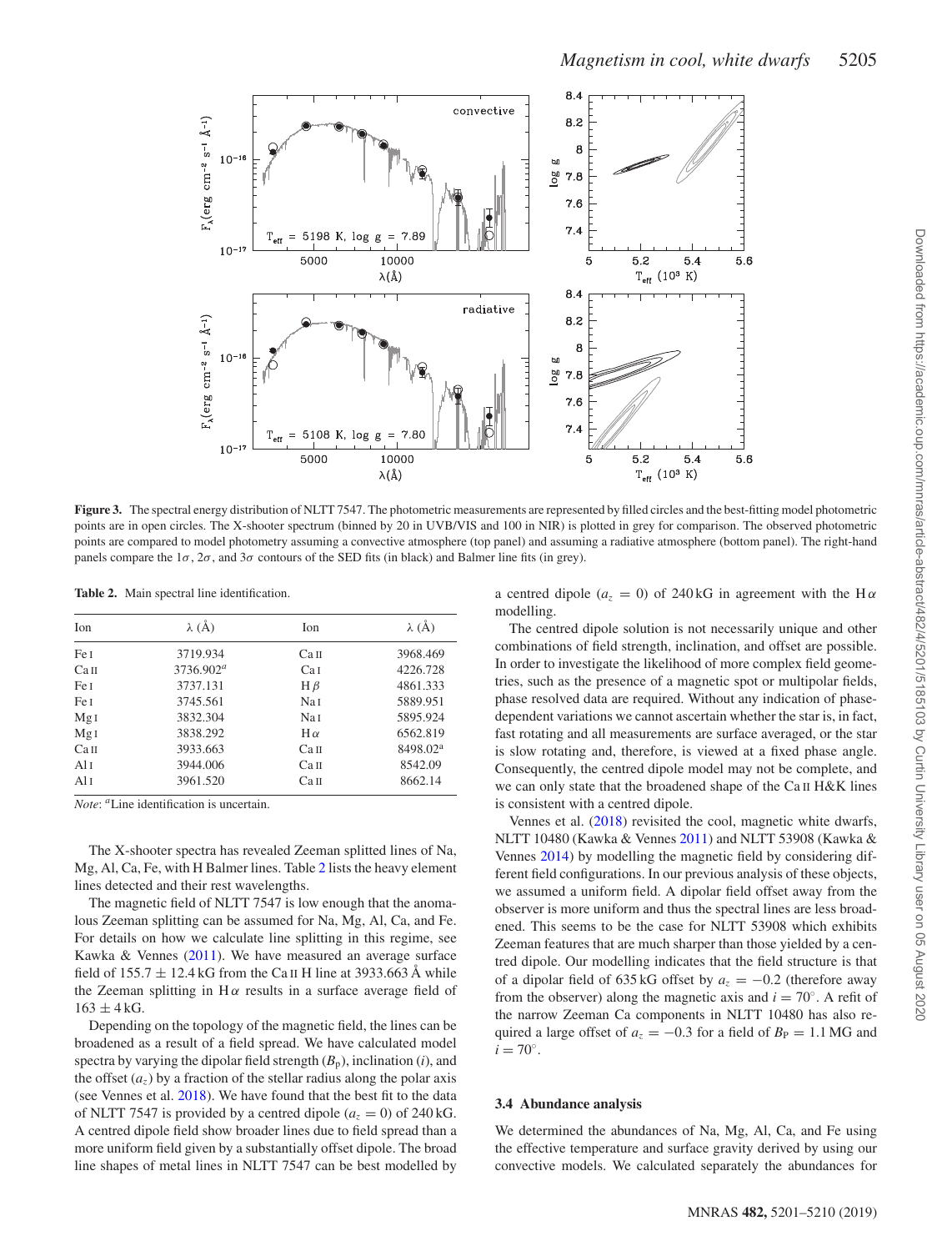**Figure 3.** The spectral energy distribution of NLTT 7547. The photometric measurements are represented by filled circles and the best-fitting model photometric points are in open circles. The X-shooter spectrum (binned by 20 in UVB/VIS and 100 in NIR) is plotted in grey for comparison. The observed photometric points are compared to model photometry assuming a convective atmosphere (top panel) and assuming a radiative atmosphere (bottom panel). The right-hand panels compare the 1$\sigma$, 2$\sigma$, and 3$\sigma$ contours of the SED fits (in black) and Balmer line fits (in grey).

**Table 2.** Main spectral line identification.

| Ion | $\lambda$ (Å) | Ion | $\lambda$ (Å) |
|---|---|---|---|
| Fe I | 3719.934 | Ca II | 3968.469 |
| Ca II | 3736.902[a] | Ca I | 4226.728 |
| Fe I | 3737.131 | H$\beta$ | 4861.333 |
| Fe I | 3745.561 | Na I | 5889.951 |
| Mg I | 3832.304 | Na I | 5895.924 |
| Mg I | 3838.292 | H$\alpha$ | 6562.819 |
| Ca II | 3933.663 | Ca II | 8498.02[a] |
| Al I | 3944.006 | Ca II | 8542.09 |
| Al I | 3961.520 | Ca II | 8662.14 |

*Note*: [a]Line identification is uncertain.

The X-shooter spectra has revealed Zeeman splitted lines of Na, Mg, Al, Ca, Fe, with H Balmer lines. Table 2 lists the heavy element lines detected and their rest wavelengths.

The magnetic field of NLTT 7547 is low enough that the anomalous Zeeman splitting can be assumed for Na, Mg, Al, Ca, and Fe. For details on how we calculate line splitting in this regime, see Kawka & Vennes (2011). We have measured an average surface field of 155.7 ± 12.4 kG from the Ca II H line at 3933.663 Å while the Zeeman splitting in H$\alpha$ results in a surface average field of 163 ± 4 kG.

Depending on the topology of the magnetic field, the lines can be broadened as a result of a field spread. We have calculated model spectra by varying the dipolar field strength ($B_{\rm p}$), inclination ($i$), and the offset ($a_z$) by a fraction of the stellar radius along the polar axis (see Vennes et al. 2018). We have found that the best fit to the data of NLTT 7547 is provided by a centred dipole ($a_z = 0$) of 240 kG. A centred dipole field show broader lines due to field spread than a more uniform field given by a substantially offset dipole. The broad line shapes of metal lines in NLTT 7547 can be best modelled by a centred dipole ($a_z = 0$) of 240 kG in agreement with the H$\alpha$ modelling.

The centred dipole solution is not necessarily unique and other combinations of field strength, inclination, and offset are possible. In order to investigate the likelihood of more complex field geometries, such as the presence of a magnetic spot or multipolar fields, phase resolved data are required. Without any indication of phase-dependent variations we cannot ascertain whether the star is, in fact, fast rotating and all measurements are surface averaged, or the star is slow rotating and, therefore, is viewed at a fixed phase angle. Consequently, the centred dipole model may not be complete, and we can only state that the broadened shape of the Ca II H&K lines is consistent with a centred dipole.

Vennes et al. (2018) revisited the cool, magnetic white dwarfs, NLTT 10480 (Kawka & Vennes 2011) and NLTT 53908 (Kawka & Vennes 2014) by modelling the magnetic field by considering different field configurations. In our previous analysis of these objects, we assumed a uniform field. A dipolar field offset away from the observer is more uniform and thus the spectral lines are less broadened. This seems to be the case for NLTT 53908 which exhibits Zeeman features that are much sharper than those yielded by a centred dipole. Our modelling indicates that the field structure is that of a dipolar field of 635 kG offset by $a_z = -0.2$ (therefore away from the observer) along the magnetic axis and $i = 70^{\circ}$. A refit of the narrow Zeeman Ca components in NLTT 10480 has also required a large offset of $a_z = -0.3$ for a field of $B_{\rm P} = 1.1$ MG and $i = 70^{\circ}$.

### 3.4 Abundance analysis

We determined the abundances of Na, Mg, Al, Ca, and Fe using the effective temperature and surface gravity derived by using our convective models. We calculated separately the abundances for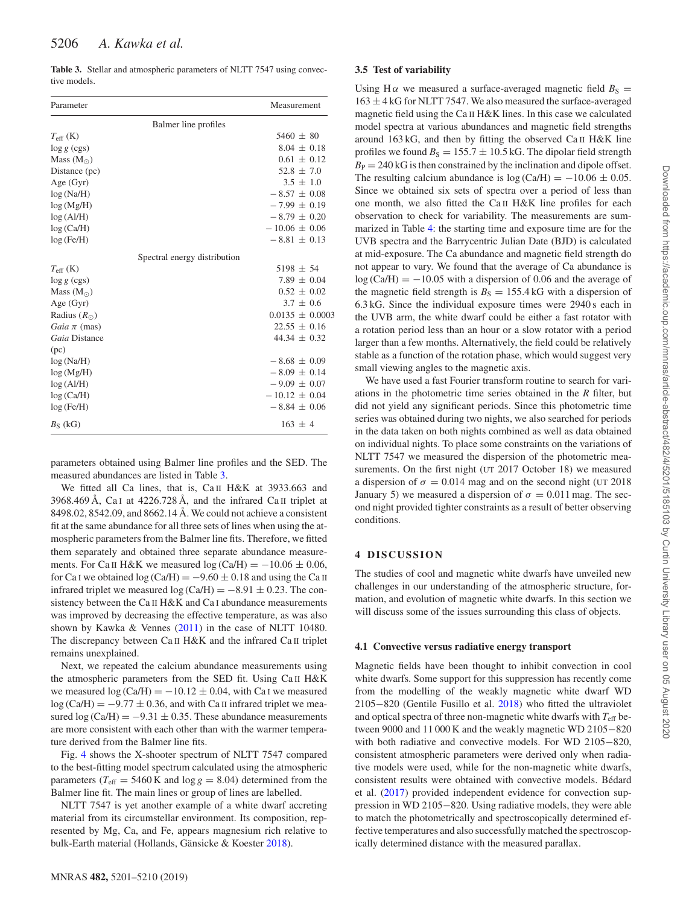**Table 3.** Stellar and atmospheric parameters of NLTT 7547 using convective models.

| Parameter | Measurement |
|---|---|
| Balmer line profiles | |
| $T_{\rm eff}$ (K) | $5460 \pm 80$ |
| $\log g$ (cgs) | $8.04 \pm 0.18$ |
| Mass ($\rm M_{\odot}$) | $0.61 \pm 0.12$ |
| Distance (pc) | $52.8 \pm 7.0$ |
| Age (Gyr) | $3.5 \pm 1.0$ |
| log (Na/H) | $-8.57 \pm 0.08$ |
| log (Mg/H) | $-7.99 \pm 0.19$ |
| log (Al/H) | $-8.79 \pm 0.20$ |
| log (Ca/H) | $-10.06 \pm 0.06$ |
| log (Fe/H) | $-8.81 \pm 0.13$ |
| Spectral energy distribution | |
| $T_{\rm eff}$ (K) | $5198 \pm 54$ |
| $\log g$ (cgs) | $7.89 \pm 0.04$ |
| Mass ($\rm M_{\odot}$) | $0.52 \pm 0.02$ |
| Age (Gyr) | $3.7 \pm 0.6$ |
| Radius ($R_{\odot}$) | $0.0135 \pm 0.0003$ |
| *Gaia* $\pi$ (mas) | $22.55 \pm 0.16$ |
| *Gaia* Distance (pc) | $44.34 \pm 0.32$ |
| log (Na/H) | $-8.68 \pm 0.09$ |
| log (Mg/H) | $-8.09 \pm 0.14$ |
| log (Al/H) | $-9.09 \pm 0.07$ |
| log (Ca/H) | $-10.12 \pm 0.04$ |
| log (Fe/H) | $-8.84 \pm 0.06$ |
| $B_{\rm S}$ (kG) | $163 \pm 4$ |

parameters obtained using Balmer line profiles and the SED. The measured abundances are listed in Table 3.

We fitted all Ca lines, that is, Ca II H&K at 3933.663 and 3968.469 Å, Ca I at 4226.728 Å, and the infrared Ca II triplet at 8498.02, 8542.09, and 8662.14 Å. We could not achieve a consistent fit at the same abundance for all three sets of lines when using the atmospheric parameters from the Balmer line fits. Therefore, we fitted them separately and obtained three separate abundance measurements. For Ca II H&K we measured $\log{\rm (Ca/H)} = -10.06 \pm 0.06$, for Ca I we obtained $\log{\rm (Ca/H)} = -9.60 \pm 0.18$ and using the Ca II infrared triplet we measured $\log{\rm (Ca/H)} = -8.91 \pm 0.23$. The consistency between the Ca II H&K and Ca I abundance measurements was improved by decreasing the effective temperature, as was also shown by Kawka & Vennes (2011) in the case of NLTT 10480. The discrepancy between Ca II H&K and the infrared Ca II triplet remains unexplained.

Next, we repeated the calcium abundance measurements using the atmospheric parameters from the SED fit. Using Ca II H&K we measured $\log{\rm (Ca/H)} = -10.12 \pm 0.04$, with Ca I we measured $\log{\rm (Ca/H)} = -9.77 \pm 0.36$, and with Ca II infrared triplet we measured $\log{\rm (Ca/H)} = -9.31 \pm 0.35$. These abundance measurements are more consistent with each other than with the warmer temperature derived from the Balmer line fits.

Fig. 4 shows the X-shooter spectrum of NLTT 7547 compared to the best-fitting model spectrum calculated using the atmospheric parameters ($T_{\rm eff} = 5460$ K and $\log g = 8.04$) determined from the Balmer line fit. The main lines or group of lines are labelled.

NLTT 7547 is yet another example of a white dwarf accreting material from its circumstellar environment. Its composition, represented by Mg, Ca, and Fe, appears magnesium rich relative to bulk-Earth material (Hollands, Gänsicke & Koester 2018).

### 3.5 Test of variability

Using H$\alpha$ we measured a surface-averaged magnetic field $B_{\rm S} = 163 \pm 4$ kG for NLTT 7547. We also measured the surface-averaged magnetic field using the Ca II H&K lines. In this case we calculated model spectra at various abundances and magnetic field strengths around 163 kG, and then by fitting the observed Ca II H&K line profiles we found $B_{\rm S} = 155.7 \pm 10.5$ kG. The dipolar field strength $B_{\rm P} = 240$ kG is then constrained by the inclination and dipole offset. The resulting calcium abundance is $\log{\rm (Ca/H)} = -10.06 \pm 0.05$. Since we obtained six sets of spectra over a period of less than one month, we also fitted the Ca II H&K line profiles for each observation to check for variability. The measurements are summarized in Table 4: the starting time and exposure time are for the UVB spectra and the Barycentric Julian Date (BJD) is calculated at mid-exposure. The Ca abundance and magnetic field strength do not appear to vary. We found that the average of Ca abundance is $\log{\rm (Ca/H)} = -10.05$ with a dispersion of 0.06 and the average of the magnetic field strength is $B_{\rm S} = 155.4$ kG with a dispersion of 6.3 kG. Since the individual exposure times were 2940 s each in the UVB arm, the white dwarf could be either a fast rotator with a rotation period less than an hour or a slow rotator with a period larger than a few months. Alternatively, the field could be relatively stable as a function of the rotation phase, which would suggest very small viewing angles to the magnetic axis.

We have used a fast Fourier transform routine to search for variations in the photometric time series obtained in the *R* filter, but did not yield any significant periods. Since this photometric time series was obtained during two nights, we also searched for periods in the data taken on both nights combined as well as data obtained on individual nights. To place some constraints on the variations of NLTT 7547 we measured the dispersion of the photometric measurements. On the first night (UT 2017 October 18) we measured a dispersion of $\sigma = 0.014$ mag and on the second night (UT 2018 January 5) we measured a dispersion of $\sigma = 0.011$ mag. The second night provided tighter constraints as a result of better observing conditions.

## 4 DISCUSSION

The studies of cool and magnetic white dwarfs have unveiled new challenges in our understanding of the atmospheric structure, formation, and evolution of magnetic white dwarfs. In this section we will discuss some of the issues surrounding this class of objects.

### 4.1 Convective versus radiative energy transport

Magnetic fields have been thought to inhibit convection in cool white dwarfs. Some support for this suppression has recently come from the modelling of the weakly magnetic white dwarf WD 2105−820 (Gentile Fusillo et al. 2018) who fitted the ultraviolet and optical spectra of three non-magnetic white dwarfs with $T_{\rm eff}$ between 9000 and 11 000 K and the weakly magnetic WD 2105−820 with both radiative and convective models. For WD 2105−820, consistent atmospheric parameters were derived only when radiative models were used, while for the non-magnetic white dwarfs, consistent results were obtained with convective models. Bédard et al. (2017) provided independent evidence for convection suppression in WD 2105−820. Using radiative models, they were able to match the photometrically and spectroscopically determined effective temperatures and also successfully matched the spectroscopically determined distance with the measured parallax.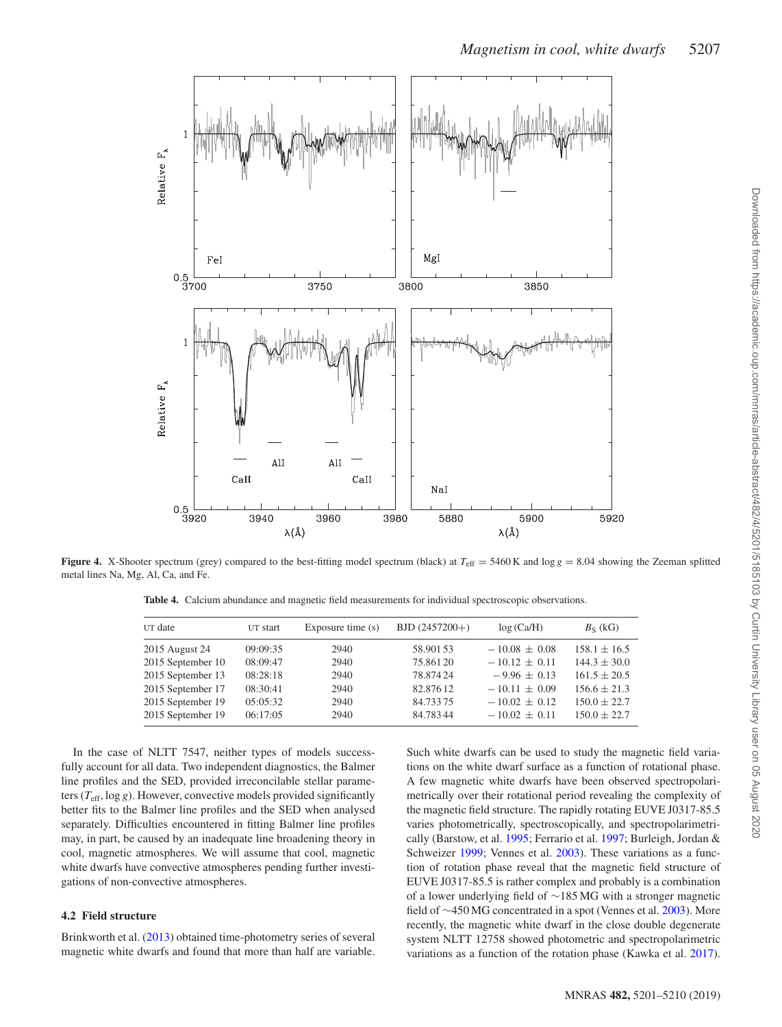**Figure 4.** X-Shooter spectrum (grey) compared to the best-fitting model spectrum (black) at $T_{\rm eff}$ = 5460 K and $\log g$ = 8.04 showing the Zeeman splitted metal lines Na, Mg, Al, Ca, and Fe.

**Table 4.** Calcium abundance and magnetic field measurements for individual spectroscopic observations.

| UT date | UT start | Exposure time (s) | BJD (2457200+) | log (Ca/H) | $B_S$ (kG) |
|---|---|---|---|---|---|
| 2015 August 24 | 09:09:35 | 2940 | 58.901 53 | − 10.08 ± 0.08 | 158.1 ± 16.5 |
| 2015 September 10 | 08:09:47 | 2940 | 75.861 20 | − 10.12 ± 0.11 | 144.3 ± 30.0 |
| 2015 September 13 | 08:28:18 | 2940 | 78.874 24 | − 9.96 ± 0.13 | 161.5 ± 20.5 |
| 2015 September 17 | 08:30:41 | 2940 | 82.876 12 | − 10.11 ± 0.09 | 156.6 ± 21.3 |
| 2015 September 19 | 05:05:32 | 2940 | 84.733 75 | − 10.02 ± 0.12 | 150.0 ± 22.7 |
| 2015 September 19 | 06:17:05 | 2940 | 84.783 44 | − 10.02 ± 0.11 | 150.0 ± 22.7 |

In the case of NLTT 7547, neither types of models successfully account for all data. Two independent diagnostics, the Balmer line profiles and the SED, provided irreconcilable stellar parameters ($T_{\rm eff}$, $\log g$). However, convective models provided significantly better fits to the Balmer line profiles and the SED when analysed separately. Difficulties encountered in fitting Balmer line profiles may, in part, be caused by an inadequate line broadening theory in cool, magnetic atmospheres. We will assume that cool, magnetic white dwarfs have convective atmospheres pending further investigations of non-convective atmospheres.

### 4.2 Field structure

Brinkworth et al. (2013) obtained time-photometry series of several magnetic white dwarfs and found that more than half are variable. Such white dwarfs can be used to study the magnetic field variations on the white dwarf surface as a function of rotational phase. A few magnetic white dwarfs have been observed spectropolarimetrically over their rotational period revealing the complexity of the magnetic field structure. The rapidly rotating EUVE J0317-85.5 varies photometrically, spectroscopically, and spectropolarimetrically (Barstow, et al. 1995; Ferrario et al. 1997; Burleigh, Jordan & Schweizer 1999; Vennes et al. 2003). These variations as a function of rotation phase reveal that the magnetic field structure of EUVE J0317-85.5 is rather complex and probably is a combination of a lower underlying field of ∼185 MG with a stronger magnetic field of ∼450 MG concentrated in a spot (Vennes et al. 2003). More recently, the magnetic white dwarf in the close double degenerate system NLTT 12758 showed photometric and spectropolarimetric variations as a function of the rotation phase (Kawka et al. 2017).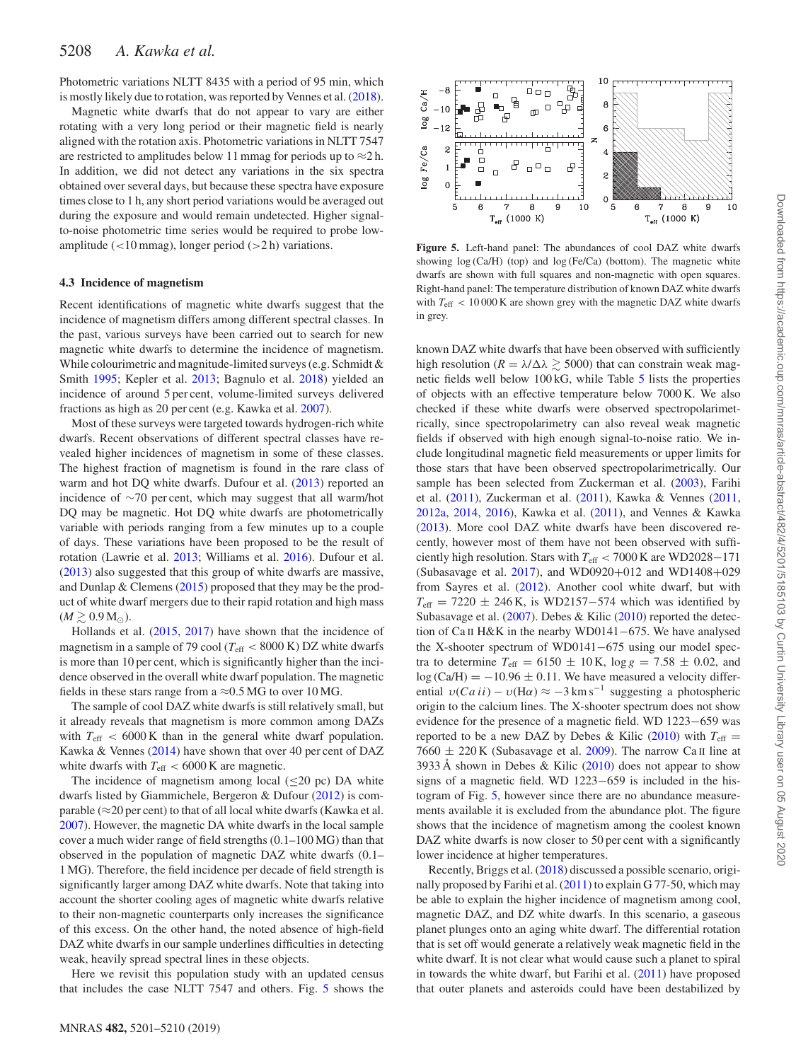Photometric variations NLTT 8435 with a period of 95 min, which is mostly likely due to rotation, was reported by Vennes et al. (2018).

Magnetic white dwarfs that do not appear to vary are either rotating with a very long period or their magnetic field is nearly aligned with the rotation axis. Photometric variations in NLTT 7547 are restricted to amplitudes below 11 mmag for periods up to ≈2 h. In addition, we did not detect any variations in the six spectra obtained over several days, but because these spectra have exposure times close to 1 h, any short period variations would be averaged out during the exposure and would remain undetected. Higher signal-to-noise photometric time series would be required to probe low-amplitude (<10 mmag), longer period (>2 h) variations.

### 4.3 Incidence of magnetism

Recent identifications of magnetic white dwarfs suggest that the incidence of magnetism differs among different spectral classes. In the past, various surveys have been carried out to search for new magnetic white dwarfs to determine the incidence of magnetism. While colourimetric and magnitude-limited surveys (e.g. Schmidt & Smith 1995; Kepler et al. 2013; Bagnulo et al. 2018) yielded an incidence of around 5 per cent, volume-limited surveys delivered fractions as high as 20 per cent (e.g. Kawka et al. 2007).

Most of these surveys were targeted towards hydrogen-rich white dwarfs. Recent observations of different spectral classes have revealed higher incidences of magnetism in some of these classes. The highest fraction of magnetism is found in the rare class of warm and hot DQ white dwarfs. Dufour et al. (2013) reported an incidence of ∼70 per cent, which may suggest that all warm/hot DQ may be magnetic. Hot DQ white dwarfs are photometrically variable with periods ranging from a few minutes up to a couple of days. These variations have been proposed to be the result of rotation (Lawrie et al. 2013; Williams et al. 2016). Dufour et al. (2013) also suggested that this group of white dwarfs are massive, and Dunlap & Clemens (2015) proposed that they may be the product of white dwarf mergers due to their rapid rotation and high mass ($M \gtrsim 0.9\,\mathrm{M}_{\odot}$).

Hollands et al. (2015, 2017) have shown that the incidence of magnetism in a sample of 79 cool ($T_{\rm eff} < 8000$ K) DZ white dwarfs is more than 10 per cent, which is significantly higher than the incidence observed in the overall white dwarf population. The magnetic fields in these stars range from a ≈0.5 MG to over 10 MG.

The sample of cool DAZ white dwarfs is still relatively small, but it already reveals that magnetism is more common among DAZs with $T_{\rm eff} < 6000$ K than in the general white dwarf population. Kawka & Vennes (2014) have shown that over 40 per cent of DAZ white dwarfs with $T_{\rm eff} < 6000$ K are magnetic.

The incidence of magnetism among local (≲20 pc) DA white dwarfs listed by Giammichele, Bergeron & Dufour (2012) is comparable (≈20 per cent) to that of all local white dwarfs (Kawka et al. 2007). However, the magnetic DA white dwarfs in the local sample cover a much wider range of field strengths (0.1–100 MG) than that observed in the population of magnetic DAZ white dwarfs (0.1–1 MG). Therefore, the field incidence per decade of field strength is significantly larger among DAZ white dwarfs. Note that taking into account the shorter cooling ages of magnetic white dwarfs relative to their non-magnetic counterparts only increases the significance of this excess. On the other hand, the noted absence of high-field DAZ white dwarfs in our sample underlines difficulties in detecting weak, heavily spread spectral lines in these objects.

Here we revisit this population study with an updated census that includes the case NLTT 7547 and others. Fig. 5 shows the known DAZ white dwarfs that have been observed with sufficiently high resolution ($R = \lambda/\Delta\lambda \gtrsim 5000$) that can constrain weak magnetic fields well below 100 kG, while Table 5 lists the properties of objects with an effective temperature below 7000 K. We also checked if these white dwarfs were observed spectropolarimetrically, since spectropolarimetry can also reveal weak magnetic fields if observed with high enough signal-to-noise ratio. We include longitudinal magnetic field measurements or upper limits for those stars that have been observed spectropolarimetrically. Our sample has been selected from Zuckerman et al. (2003), Farihi et al. (2011), Zuckerman et al. (2011), Kawka & Vennes (2011, 2012a, 2014, 2016), Kawka et al. (2011), and Vennes & Kawka (2013). More cool DAZ white dwarfs have been discovered recently, however most of them have not been observed with sufficiently high resolution. Stars with $T_{\rm eff} < 7000$ K are WD2028−171 (Subasavage et al. 2017), and WD0920+012 and WD1408+029 from Sayres et al. (2012). Another cool white dwarf, but with $T_{\rm eff} = 7220 \pm 246$ K, is WD2157−574 which was identified by Subasavage et al. (2007). Debes & Kilic (2010) reported the detection of Ca II H&K in the nearby WD0141−675. We have analysed the X-shooter spectrum of WD0141−675 using our model spectra to determine $T_{\rm eff} = 6150 \pm 10$ K, $\log g = 7.58 \pm 0.02$, and $\log(\mathrm{Ca/H}) = -10.96 \pm 0.11$. We have measured a velocity differential $\upsilon(Ca\,ii) - \upsilon(\mathrm{H}\alpha) \approx -3\,\mathrm{km\,s^{-1}}$ suggesting a photospheric origin to the calcium lines. The X-shooter spectrum does not show evidence for the presence of a magnetic field. WD 1223−659 was reported to be a new DAZ by Debes & Kilic (2010) with $T_{\rm eff} = 7660 \pm 220$ K (Subasavage et al. 2009). The narrow Ca II line at 3933 Å shown in Debes & Kilic (2010) does not appear to show signs of a magnetic field. WD 1223−659 is included in the histogram of Fig. 5, however since there are no abundance measurements available it is excluded from the abundance plot. The figure shows that the incidence of magnetism among the coolest known DAZ white dwarfs is now closer to 50 per cent with a significantly lower incidence at higher temperatures.

**Figure 5.** Left-hand panel: The abundances of cool DAZ white dwarfs showing log (Ca/H) (top) and log (Fe/Ca) (bottom). The magnetic white dwarfs are shown with full squares and non-magnetic with open squares. Right-hand panel: The temperature distribution of known DAZ white dwarfs with $T_{\rm eff} < 10\,000$ K are shown grey with the magnetic DAZ white dwarfs in grey.

Recently, Briggs et al. (2018) discussed a possible scenario, originally proposed by Farihi et al. (2011) to explain G 77-50, which may be able to explain the higher incidence of magnetism among cool, magnetic DAZ, and DZ white dwarfs. In this scenario, a gaseous planet plunges onto an aging white dwarf. The differential rotation that is set off would generate a relatively weak magnetic field in the white dwarf. It is not clear what would cause such a planet to spiral in towards the white dwarf, but Farihi et al. (2011) have proposed that outer planets and asteroids could have been destabilized by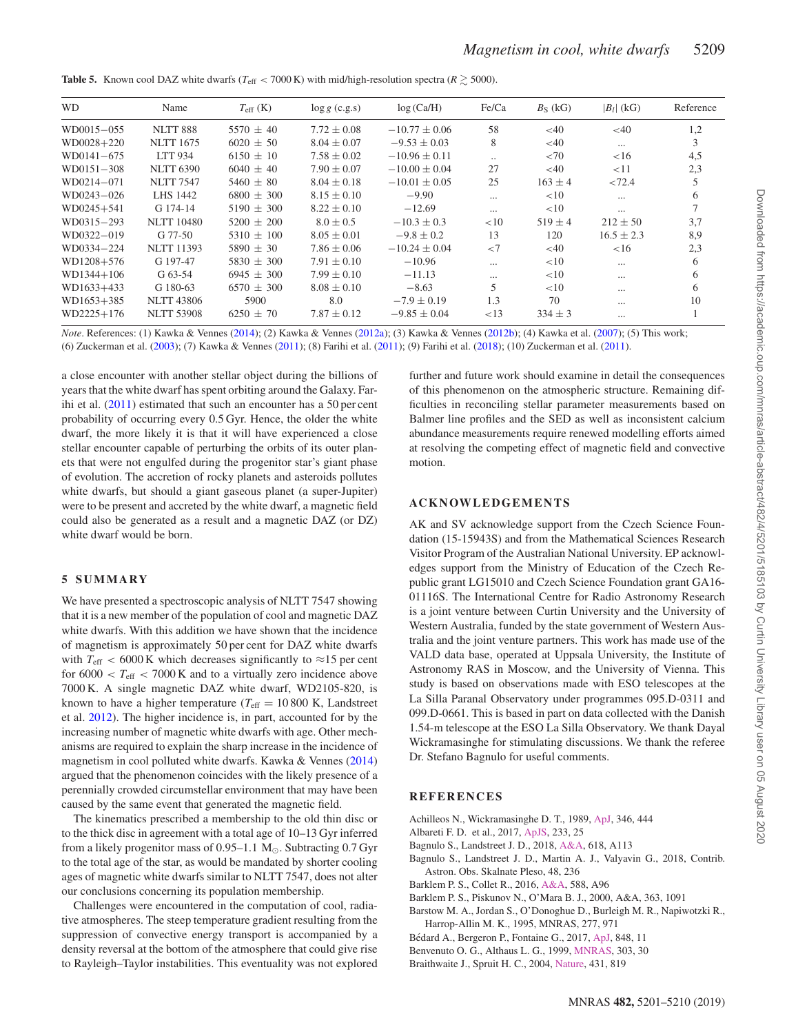**Table 5.** Known cool DAZ white dwarfs ($T_{\rm eff}$ < 7000 K) with mid/high-resolution spectra ($R \gtrsim 5000$).

| WD | Name | $T_{\rm eff}$ (K) | log $g$ (c.g.s) | log (Ca/H) | Fe/Ca | $B_{\rm S}$ (kG) | $\lvert B_l \rvert$ (kG) | Reference |
|---|---|---|---|---|---|---|---|---|
| WD0015−055 | NLTT 888 | 5570 ± 40 | 7.72 ± 0.08 | −10.77 ± 0.06 | 58 | <40 | <40 | 1,2 |
| WD0028+220 | NLTT 1675 | 6020 ± 50 | 8.04 ± 0.07 | −9.53 ± 0.03 | 8 | <40 | ... | 3 |
| WD0141−675 | LTT 934 | 6150 ± 10 | 7.58 ± 0.02 | −10.96 ± 0.11 | .. | <70 | <16 | 4,5 |
| WD0151−308 | NLTT 6390 | 6040 ± 40 | 7.90 ± 0.07 | −10.00 ± 0.04 | 27 | <40 | <11 | 2,3 |
| WD0214−071 | NLTT 7547 | 5460 ± 80 | 8.04 ± 0.18 | −10.01 ± 0.05 | 25 | 163 ± 4 | <72.4 | 5 |
| WD0243−026 | LHS 1442 | 6800 ± 300 | 8.15 ± 0.10 | −9.90 | ... | <10 | ... | 6 |
| WD0245+541 | G 174-14 | 5190 ± 300 | 8.22 ± 0.10 | −12.69 | ... | <10 | ... | 7 |
| WD0315−293 | NLTT 10480 | 5200 ± 200 | 8.0 ± 0.5 | −10.3 ± 0.3 | <10 | 519 ± 4 | 212 ± 50 | 3,7 |
| WD0322−019 | G 77-50 | 5310 ± 100 | 8.05 ± 0.01 | −9.8 ± 0.2 | 13 | 120 | 16.5 ± 2.3 | 8,9 |
| WD0334−224 | NLTT 11393 | 5890 ± 30 | 7.86 ± 0.06 | −10.24 ± 0.04 | <7 | <40 | <16 | 2,3 |
| WD1208+576 | G 197-47 | 5830 ± 300 | 7.91 ± 0.10 | −10.96 | ... | <10 | ... | 6 |
| WD1344+106 | G 63-54 | 6945 ± 300 | 7.99 ± 0.10 | −11.13 | ... | <10 | ... | 6 |
| WD1633+433 | G 180-63 | 6570 ± 300 | 8.08 ± 0.10 | −8.63 | 5 | <10 | ... | 6 |
| WD1653+385 | NLTT 43806 | 5900 | 8.0 | −7.9 ± 0.19 | 1.3 | 70 | ... | 10 |
| WD2225+176 | NLTT 53908 | 6250 ± 70 | 7.87 ± 0.12 | −9.85 ± 0.04 | <13 | 334 ± 3 | ... | 1 |

*Note*. References: (1) Kawka & Vennes (2014); (2) Kawka & Vennes (2012a); (3) Kawka & Vennes (2012b); (4) Kawka et al. (2007); (5) This work; (6) Zuckerman et al. (2003); (7) Kawka & Vennes (2011); (8) Farihi et al. (2011); (9) Farihi et al. (2018); (10) Zuckerman et al. (2011).

a close encounter with another stellar object during the billions of years that the white dwarf has spent orbiting around the Galaxy. Farihi et al. (2011) estimated that such an encounter has a 50 per cent probability of occurring every 0.5 Gyr. Hence, the older the white dwarf, the more likely it is that it will have experienced a close stellar encounter capable of perturbing the orbits of its outer planets that were not engulfed during the progenitor star's giant phase of evolution. The accretion of rocky planets and asteroids pollutes white dwarfs, but should a giant gaseous planet (a super-Jupiter) were to be present and accreted by the white dwarf, a magnetic field could also be generated as a result and a magnetic DAZ (or DZ) white dwarf would be born.

## 5 SUMMARY

We have presented a spectroscopic analysis of NLTT 7547 showing that it is a new member of the population of cool and magnetic DAZ white dwarfs. With this addition we have shown that the incidence of magnetism is approximately 50 per cent for DAZ white dwarfs with $T_{\rm eff}$ < 6000 K which decreases significantly to ≈15 per cent for 6000 < $T_{\rm eff}$ < 7000 K and to a virtually zero incidence above 7000 K. A single magnetic DAZ white dwarf, WD2105-820, is known to have a higher temperature ($T_{\rm eff}$ = 10 800 K, Landstreet et al. 2012). The higher incidence is, in part, accounted for by the increasing number of magnetic white dwarfs with age. Other mechanisms are required to explain the sharp increase in the incidence of magnetism in cool polluted white dwarfs. Kawka & Vennes (2014) argued that the phenomenon coincides with the likely presence of a perennially crowded circumstellar environment that may have been caused by the same event that generated the magnetic field.

The kinematics prescribed a membership to the old thin disc or to the thick disc in agreement with a total age of 10–13 Gyr inferred from a likely progenitor mass of 0.95–1.1 M$_\odot$. Subtracting 0.7 Gyr to the total age of the star, as would be mandated by shorter cooling ages of magnetic white dwarfs similar to NLTT 7547, does not alter our conclusions concerning its population membership.

Challenges were encountered in the computation of cool, radiative atmospheres. The steep temperature gradient resulting from the suppression of convective energy transport is accompanied by a density reversal at the bottom of the atmosphere that could give rise to Rayleigh–Taylor instabilities. This eventuality was not explored further and future work should examine in detail the consequences of this phenomenon on the atmospheric structure. Remaining difficulties in reconciling stellar parameter measurements based on Balmer line profiles and the SED as well as inconsistent calcium abundance measurements require renewed modelling efforts aimed at resolving the competing effect of magnetic field and convective motion.

## ACKNOWLEDGEMENTS

AK and SV acknowledge support from the Czech Science Foundation (15-15943S) and from the Mathematical Sciences Research Visitor Program of the Australian National University. EP acknowledges support from the Ministry of Education of the Czech Republic grant LG15010 and Czech Science Foundation grant GA16-01116S. The International Centre for Radio Astronomy Research is a joint venture between Curtin University and the University of Western Australia, funded by the state government of Western Australia and the joint venture partners. This work has made use of the VALD data base, operated at Uppsala University, the Institute of Astronomy RAS in Moscow, and the University of Vienna. This study is based on observations made with ESO telescopes at the La Silla Paranal Observatory under programmes 095.D-0311 and 099.D-0661. This is based in part on data collected with the Danish 1.54-m telescope at the ESO La Silla Observatory. We thank Dayal Wickramasinghe for stimulating discussions. We thank the referee Dr. Stefano Bagnulo for useful comments.

## REFERENCES

Achilleos N., Wickramasinghe D. T., 1989, ApJ, 346, 444

Albareti F. D. et al., 2017, ApJS, 233, 25

Bagnulo S., Landstreet J. D., 2018, A&A, 618, A113

Bagnulo S., Landstreet J. D., Martin A. J., Valyavin G., 2018, Contrib. Astron. Obs. Skalnate Pleso, 48, 236

Barklem P. S., Collet R., 2016, A&A, 588, A96

Barklem P. S., Piskunov N., O'Mara B. J., 2000, A&A, 363, 1091

Barstow M. A., Jordan S., O'Donoghue D., Burleigh M. R., Napiwotzki R., Harrop-Allin M. K., 1995, MNRAS, 277, 971

Bédard A., Bergeron P., Fontaine G., 2017, ApJ, 848, 11

Benvenuto O. G., Althaus L. G., 1999, MNRAS, 303, 30

Braithwaite J., Spruit H. C., 2004, Nature, 431, 819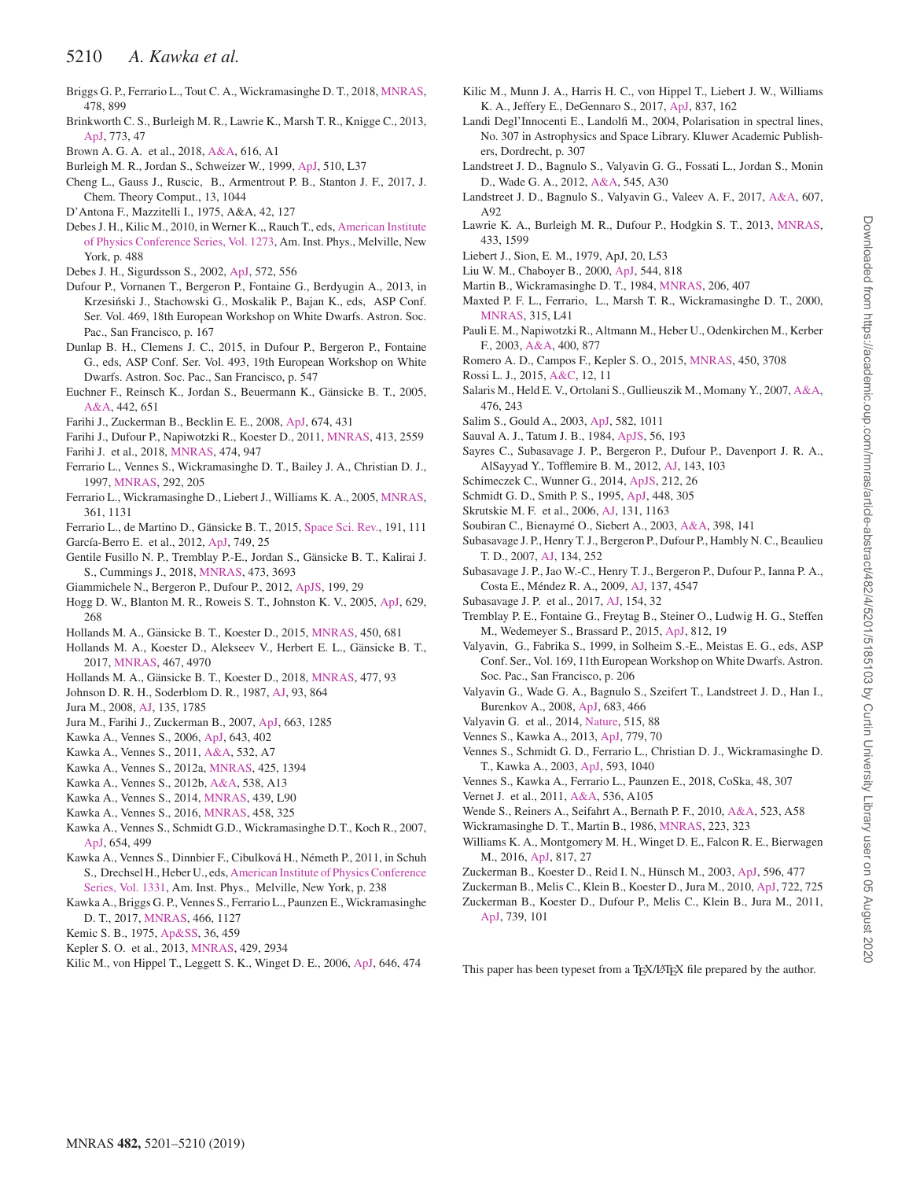Briggs G. P., Ferrario L., Tout C. A., Wickramasinghe D. T., 2018, MNRAS, 478, 899

Brinkworth C. S., Burleigh M. R., Lawrie K., Marsh T. R., Knigge C., 2013, ApJ, 773, 47

Brown A. G. A. et al., 2018, A&A, 616, A1

Burleigh M. R., Jordan S., Schweizer W., 1999, ApJ, 510, L37

Cheng L., Gauss J., Ruscic, B., Armentrout P. B., Stanton J. F., 2017, J. Chem. Theory Comput., 13, 1044

D'Antona F., Mazzitelli I., 1975, A&A, 42, 127

Debes J. H., Kilic M., 2010, in Werner K.,, Rauch T., eds, American Institute of Physics Conference Series, Vol. 1273, Am. Inst. Phys., Melville, New York, p. 488

Debes J. H., Sigurdsson S., 2002, ApJ, 572, 556

Dufour P., Vornanen T., Bergeron P., Fontaine G., Berdyugin A., 2013, in Krzesiński J., Stachowski G., Moskalik P., Bajan K., eds, ASP Conf. Ser. Vol. 469, 18th European Workshop on White Dwarfs. Astron. Soc. Pac., San Francisco, p. 167

Dunlap B. H., Clemens J. C., 2015, in Dufour P., Bergeron P., Fontaine G., eds, ASP Conf. Ser. Vol. 493, 19th European Workshop on White Dwarfs. Astron. Soc. Pac., San Francisco, p. 547

Euchner F., Reinsch K., Jordan S., Beuermann K., Gänsicke B. T., 2005, A&A, 442, 651

Farihi J., Zuckerman B., Becklin E. E., 2008, ApJ, 674, 431

Farihi J., Dufour P., Napiwotzki R., Koester D., 2011, MNRAS, 413, 2559

Farihi J. et al., 2018, MNRAS, 474, 947

Ferrario L., Vennes S., Wickramasinghe D. T., Bailey J. A., Christian D. J., 1997, MNRAS, 292, 205

Ferrario L., Wickramasinghe D., Liebert J., Williams K. A., 2005, MNRAS, 361, 1131

Ferrario L., de Martino D., Gänsicke B. T., 2015, Space Sci. Rev., 191, 111

García-Berro E. et al., 2012, ApJ, 749, 25

Gentile Fusillo N. P., Tremblay P.-E., Jordan S., Gänsicke B. T., Kalirai J. S., Cummings J., 2018, MNRAS, 473, 3693

Giammichele N., Bergeron P., Dufour P., 2012, ApJS, 199, 29

Hogg D. W., Blanton M. R., Roweis S. T., Johnston K. V., 2005, ApJ, 629, 268

Hollands M. A., Gänsicke B. T., Koester D., 2015, MNRAS, 450, 681

Hollands M. A., Koester D., Alekseev V., Herbert E. L., Gänsicke B. T., 2017, MNRAS, 467, 4970

Hollands M. A., Gänsicke B. T., Koester D., 2018, MNRAS, 477, 93

Johnson D. R. H., Soderblom D. R., 1987, AJ, 93, 864

Jura M., 2008, AJ, 135, 1785

Jura M., Farihi J., Zuckerman B., 2007, ApJ, 663, 1285

Kawka A., Vennes S., 2006, ApJ, 643, 402

Kawka A., Vennes S., 2011, A&A, 532, A7

Kawka A., Vennes S., 2012a, MNRAS, 425, 1394

Kawka A., Vennes S., 2012b, A&A, 538, A13

Kawka A., Vennes S., 2014, MNRAS, 439, L90

Kawka A., Vennes S., 2016, MNRAS, 458, 325

Kawka A., Vennes S., Schmidt G.D., Wickramasinghe D.T., Koch R., 2007, ApJ, 654, 499

Kawka A., Vennes S., Dinnbier F., Cibulková H., Németh P., 2011, in Schuh S., Drechsel H., Heber U., eds, American Institute of Physics Conference Series, Vol. 1331, Am. Inst. Phys., Melville, New York, p. 238

Kawka A., Briggs G. P., Vennes S., Ferrario L., Paunzen E., Wickramasinghe D. T., 2017, MNRAS, 466, 1127

Kemic S. B., 1975, Ap&SS, 36, 459

Kepler S. O. et al., 2013, MNRAS, 429, 2934

Kilic M., von Hippel T., Leggett S. K., Winget D. E., 2006, ApJ, 646, 474

Kilic M., Munn J. A., Harris H. C., von Hippel T., Liebert J. W., Williams K. A., Jeffery E., DeGennaro S., 2017, ApJ, 837, 162

Landi Degl'Innocenti E., Landolfi M., 2004, Polarisation in spectral lines, No. 307 in Astrophysics and Space Library. Kluwer Academic Publishers, Dordrecht, p. 307

Landstreet J. D., Bagnulo S., Valyavin G. G., Fossati L., Jordan S., Monin D., Wade G. A., 2012, A&A, 545, A30

Landstreet J. D., Bagnulo S., Valyavin G., Valeev A. F., 2017, A&A, 607, A92

Lawrie K. A., Burleigh M. R., Dufour P., Hodgkin S. T., 2013, MNRAS, 433, 1599

Liebert J., Sion, E. M., 1979, ApJ, 20, L53

Liu W. M., Chaboyer B., 2000, ApJ, 544, 818

Martin B., Wickramasinghe D. T., 1984, MNRAS, 206, 407

Maxted P. F. L., Ferrario, L., Marsh T. R., Wickramasinghe D. T., 2000, MNRAS, 315, L41

Pauli E. M., Napiwotzki R., Altmann M., Heber U., Odenkirchen M., Kerber F., 2003, A&A, 400, 877

Romero A. D., Campos F., Kepler S. O., 2015, MNRAS, 450, 3708

Rossi L. J., 2015, A&C, 12, 11

Salaris M., Held E. V., Ortolani S., Gullieuszik M., Momany Y., 2007, A&A, 476, 243

Salim S., Gould A., 2003, ApJ, 582, 1011

Sauval A. J., Tatum J. B., 1984, ApJS, 56, 193

Sayres C., Subasavage J. P., Bergeron P., Dufour P., Davenport J. R. A., AlSayyad Y., Tofflemire B. M., 2012, AJ, 143, 103

Schimeczek C., Wunner G., 2014, ApJS, 212, 26

Schmidt G. D., Smith P. S., 1995, ApJ, 448, 305

Skrutskie M. F. et al., 2006, AJ, 131, 1163

Soubiran C., Bienaymé O., Siebert A., 2003, A&A, 398, 141

Subasavage J. P., Henry T. J., Bergeron P., Dufour P., Hambly N. C., Beaulieu T. D., 2007, AJ, 134, 252

Subasavage J. P., Jao W.-C., Henry T. J., Bergeron P., Dufour P., Ianna P. A., Costa E., Méndez R. A., 2009, AJ, 137, 4547

Subasavage J. P. et al., 2017, AJ, 154, 32

Tremblay P. E., Fontaine G., Freytag B., Steiner O., Ludwig H. G., Steffen M., Wedemeyer S., Brassard P., 2015, ApJ, 812, 19

Valyavin, G., Fabrika S., 1999, in Solheim S.-E., Meistas E. G., eds, ASP Conf. Ser., Vol. 169, 11th European Workshop on White Dwarfs. Astron. Soc. Pac., San Francisco, p. 206

Valyavin G., Wade G. A., Bagnulo S., Szeifert T., Landstreet J. D., Han I., Burenkov A., 2008, ApJ, 683, 466

Valyavin G. et al., 2014, Nature, 515, 88

Vennes S., Kawka A., 2013, ApJ, 779, 70

Vennes S., Schmidt G. D., Ferrario L., Christian D. J., Wickramasinghe D. T., Kawka A., 2003, ApJ, 593, 1040

Vennes S., Kawka A., Ferrario L., Paunzen E., 2018, CoSka, 48, 307

Vernet J. et al., 2011, A&A, 536, A105

Wende S., Reiners A., Seifahrt A., Bernath P. F., 2010, A&A, 523, A58

Wickramasinghe D. T., Martin B., 1986, MNRAS, 223, 323

Williams K. A., Montgomery M. H., Winget D. E., Falcon R. E., Bierwagen M., 2016, ApJ, 817, 27

Zuckerman B., Koester D., Reid I. N., Hünsch M., 2003, ApJ, 596, 477

Zuckerman B., Melis C., Klein B., Koester D., Jura M., 2010, ApJ, 722, 725

Zuckerman B., Koester D., Dufour P., Melis C., Klein B., Jura M., 2011, ApJ, 739, 101

This paper has been typeset from a TEX/LATEX file prepared by the author.